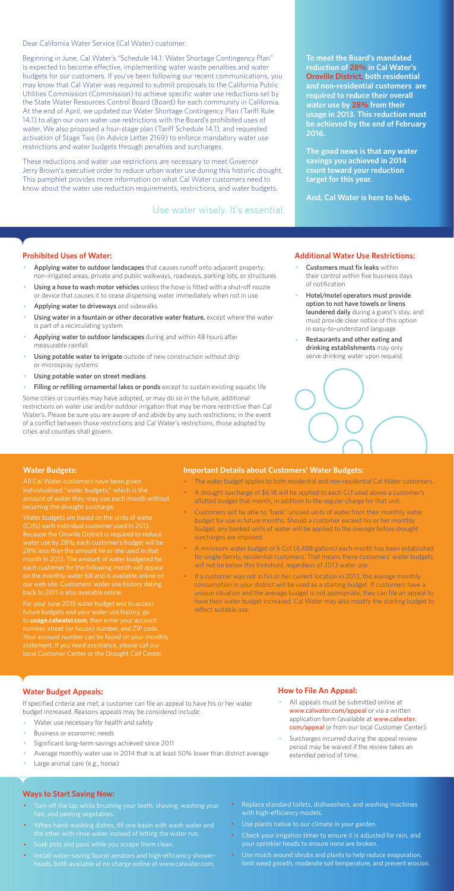Dear California Water Service (Cal Water) customer:

Beginning in June, Cal Water's "Schedule 14.1: Water Shortage Contingency Plan" is expected to become effective, implementing water waste penalties and water budgets for our customers. If you've been following our recent communications, you may know that Cal Water was required to submit proposals to the California Public Utilities Commission (Commission) to achieve specific water use reductions set by the State Water Resources Control Board (Board) for each community in California. At the end of April, we updated our Water Shortage Contingency Plan (Tariff Rule 14.1) to align our own water use restrictions with the Board's prohibited uses of water. We also proposed a four-stage plan (Tariff Schedule 14.1), and requested activation of Stage Two (in Advice Letter 2169) to enforce mandatory water use restrictions and water budgets through penalties and surcharges.

These reductions and water use restrictions are necessary to meet Governor Jerry Brown's executive order to reduce urban water use during this historic drought. This pamphlet provides more information on what Cal Water customers need to know about the water use reduction requirements, restrictions, and water budgets.

Use water wisely. It's essential.

**To meet the Board's mandated reduction of 28% in Cal Water's Oroville District, both residential and non-residential customers are required to reduce their overall water use by 28% from their usage in 2013. This reduction must be achieved by the end of February 2016.**

**The good news is that any water savings you achieved in 2014 count toward your reduction target for this year.**

**And, Cal Water is here to help.**

## Prohibited Uses of Water:

- **Applying water to outdoor landscapes** that causes runoff onto adjacent property, non-irrigated areas, private and public walkways, roadways, parking lots, or structures
- **Using a hose to wash motor vehicles** unless the hose is fitted with a shut-off nozzle or device that causes it to cease dispensing water immediately when not in use
- **Applying water to driveways** and sidewalks
- **Using water in a fountain or other decorative water feature,** except where the water is part of a recirculating system
- **Applying water to outdoor landscapes** during and within 48 hours after measurable rainfall
- **Using potable water to irrigate** outside of new construction without drip or microspray systems
- **Using potable water on street medians**
- **Filling or refilling ornamental lakes or ponds** except to sustain existing aquatic life

Some cities or counties may have adopted, or may do so in the future, additional restrictions on water use and/or outdoor irrigation that may be more restrictive than Cal Water's. Please be sure you are aware of and abide by any such restrictions; in the event of a conflict between those restrictions and Cal Water's restrictions, those adopted by cities and counties shall govern.

## Additional Water Use Restrictions:

- **Customers must fix leaks** within their control within five business days of notification
- **Hotel/motel operators must provide option to not have towels or linens laundered daily** during a guest's stay, and must provide clear notice of this option in easy-to-understand language
- **Restaurants and other eating and drinking establishments** may only serve drinking water upon request

## Water Budgets:

All Cal Water customers have been given individualized "water budgets," which is the amount of water they may use each month without incurring the drought surcharge.

Water budgets are based on the units of water (Ccfs) each individual customer used in 2013. Because the Oroville District is required to reduce water use by 28%, each customer's budget will be 28% less than the amount he or she used in that month in 2013. The amount of water budgeted for each customer for the following month will appear on the monthly water bill and is available online on our web site. Customers' water use history dating back to 2011 is also available online.

For your June 2015 water budget and to access future budgets and your water use history, go to **usage.calwater.com**, then enter your account number, street (or house) number, and ZIP code. Your account number can be found on your monthly statement. If you need assistance, please call our local Customer Center or the Drought Call Center.

## Important Details about Customers' Water Budgets:

- The water budget applies to both residential and non-residential Cal Water customers.
- A drought surcharge of $6.18 will be applied to each Ccf used above a customer's allotted budget that month, in addition to the regular charge for that unit.
- Customers will be able to "bank" unused units of water from their monthly water budget for use in future months. Should a customer exceed his or her monthly budget, any banked units of water will be applied to the overage before drought surcharges are imposed.
- A minimum water budget of 6 Ccf (4,488 gallons) each month has been established for single-family, residential customers. That means these customers' water budgets will not be below this threshold, regardless of 2013 water use.
- If a customer was not in his or her current location in 2013, the average monthly consumption in your district will be used as a starting budget. If customers have a unique situation and the average budget is not appropriate, they can file an appeal to have their water budget increased. Cal Water may also modify the starting budget to reflect suitable use.

## Water Budget Appeals:

If specified criteria are met, a customer can file an appeal to have his or her water budget increased. Reasons appeals may be considered include:

- Water use necessary for health and safety
- Business or economic needs
- Significant long-term savings achieved since 2011
- Average monthly water use in 2014 that is at least 50% lower than district average
- Large animal care (e.g., horse)

## How to File An Appeal:

- All appeals must be submitted online at www.calwater.com/appeal or via a written application form (available at www.calwater.com/appeal or from our local Customer Center).
- Surcharges incurred during the appeal review period may be waived if the review takes an extended period of time.

## Ways to Start Saving Now:

- Turn off the tap while brushing your teeth, shaving, washing your hair, and peeling vegetables.
- When hand-washing dishes, fill one basin with wash water and the other with rinse water instead of letting the water run.
- Soak pots and pans while you scrape them clean.
- Install water-saving faucet aerators and high-efficiency showerheads, both available at no charge online at www.calwater.com.
- Replace standard toilets, dishwashers, and washing machines with high-efficiency models.
- Use plants native to our climate in your garden.
- Check your irrigation timer to ensure it is adjusted for rain, and your sprinkler heads to ensure none are broken.
- Use mulch around shrubs and plants to help reduce evaporation, limit weed growth, moderate soil temperature, and prevent erosion.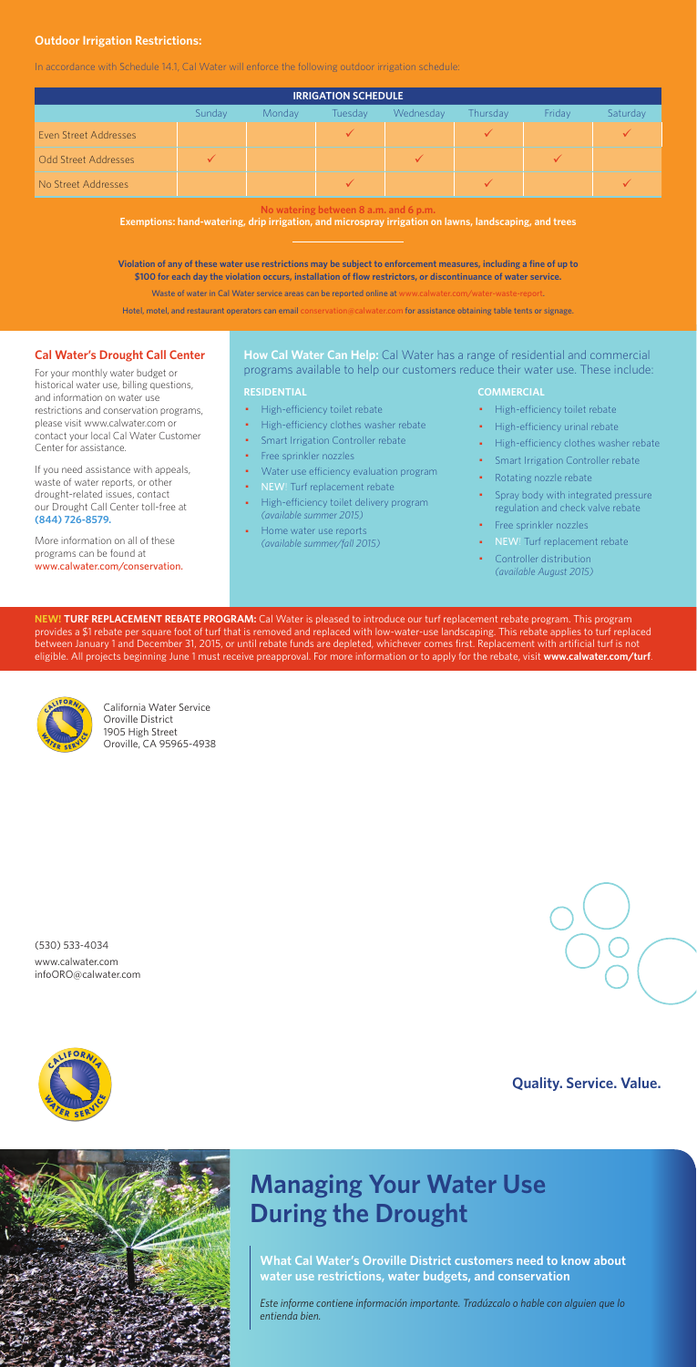### Outdoor Irrigation Restrictions:

In accordance with Schedule 14.1, Cal Water will enforce the following outdoor irrigation schedule:

| IRRIGATION SCHEDULE | | | | | | | |
|---|---|---|---|---|---|---|---|
| | Sunday | Monday | Tuesday | Wednesday | Thursday | Friday | Saturday |
| Even Street Addresses | | | ✓ | | ✓ | | ✓ |
| Odd Street Addresses | ✓ | | | ✓ | | ✓ | |
| No Street Addresses | | | ✓ | | ✓ | | ✓ |

**No watering between 8 a.m. and 6 p.m.**

**Exemptions: hand-watering, drip irrigation, and microspray irrigation on lawns, landscaping, and trees**

**Violation of any of these water use restrictions may be subject to enforcement measures, including a fine of up to $100 for each day the violation occurs, installation of flow restrictors, or discontinuance of water service.**

Waste of water in Cal Water service areas can be reported online at www.calwater.com/water-waste-report.

Hotel, motel, and restaurant operators can email conservation@calwater.com for assistance obtaining table tents or signage.

### Cal Water's Drought Call Center

For your monthly water budget or historical water use, billing questions, and information on water use restrictions and conservation programs, please visit www.calwater.com or contact your local Cal Water Customer Center for assistance.

If you need assistance with appeals, waste of water reports, or other drought-related issues, contact our Drought Call Center toll-free at **(844) 726-8579.**

More information on all of these programs can be found at www.calwater.com/conservation.

**How Cal Water Can Help:** Cal Water has a range of residential and commercial programs available to help our customers reduce their water use. These include:

#### RESIDENTIAL

- High-efficiency toilet rebate
- High-efficiency clothes washer rebate
- Smart Irrigation Controller rebate
- Free sprinkler nozzles
- Water use efficiency evaluation program
- NEW! Turf replacement rebate
- High-efficiency toilet delivery program *(available summer 2015)*
- Home water use reports *(available summer/fall 2015)*

#### COMMERCIAL

- High-efficiency toilet rebate
- High-efficiency urinal rebate
- High-efficiency clothes washer rebate
- Smart Irrigation Controller rebate
- Rotating nozzle rebate
- Spray body with integrated pressure regulation and check valve rebate
- Free sprinkler nozzles
- NEW! Turf replacement rebate
- Controller distribution *(available August 2015)*

**NEW! TURF REPLACEMENT REBATE PROGRAM:** Cal Water is pleased to introduce our turf replacement rebate program. This program provides a $1 rebate per square foot of turf that is removed and replaced with low-water-use landscaping. This rebate applies to turf replaced between January 1 and December 31, 2015, or until rebate funds are depleted, whichever comes first. Replacement with artificial turf is not eligible. All projects beginning June 1 must receive preapproval. For more information or to apply for the rebate, visit **www.calwater.com/turf**.

California Water Service
Oroville District
1905 High Street
Oroville, CA 95965-4938

(530) 533-4034
www.calwater.com
infoORO@calwater.com

**Quality. Service. Value.**

# Managing Your Water Use During the Drought

**What Cal Water's Oroville District customers need to know about water use restrictions, water budgets, and conservation**

*Este informe contiene información importante. Tradúzcalo o hable con alguien que lo entienda bien.*